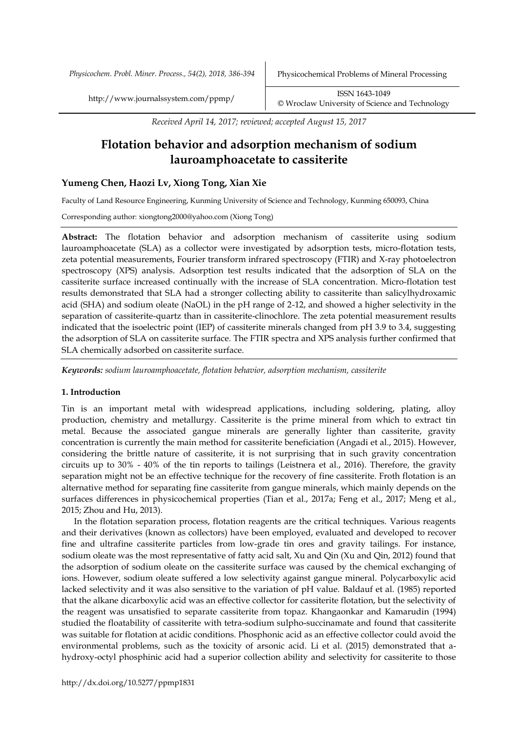*Received April 14, 2017; reviewed; accepted August 15, 2017*

# Flotation behavior and adsorption mechanism of sodium lauroamphoacetate to cassiterite

**Yumeng Chen, Haozi Lv, Xiong Tong, Xian Xie**

Faculty of Land Resource Engineering, Kunming University of Science and Technology, Kunming 650093, China

Corresponding author: xiongtong2000@yahoo.com (Xiong Tong)

**Abstract:** The flotation behavior and adsorption mechanism of cassiterite using sodium lauroamphoacetate (SLA) as a collector were investigated by adsorption tests, micro-flotation tests, zeta potential measurements, Fourier transform infrared spectroscopy (FTIR) and X-ray photoelectron spectroscopy (XPS) analysis. Adsorption test results indicated that the adsorption of SLA on the cassiterite surface increased continually with the increase of SLA concentration. Micro-flotation test results demonstrated that SLA had a stronger collecting ability to cassiterite than salicylhydroxamic acid (SHA) and sodium oleate (NaOL) in the pH range of 2-12, and showed a higher selectivity in the separation of cassiterite-quartz than in cassiterite-clinochlore. The zeta potential measurement results indicated that the isoelectric point (IEP) of cassiterite minerals changed from pH 3.9 to 3.4, suggesting the adsorption of SLA on cassiterite surface. The FTIR spectra and XPS analysis further confirmed that SLA chemically adsorbed on cassiterite surface.

***Keywords:*** *sodium lauroamphoacetate, flotation behavior, adsorption mechanism, cassiterite*

## 1. Introduction

Tin is an important metal with widespread applications, including soldering, plating, alloy production, chemistry and metallurgy. Cassiterite is the prime mineral from which to extract tin metal. Because the associated gangue minerals are generally lighter than cassiterite, gravity concentration is currently the main method for cassiterite beneficiation (Angadi et al., 2015). However, considering the brittle nature of cassiterite, it is not surprising that in such gravity concentration circuits up to 30% - 40% of the tin reports to tailings (Leistnera et al., 2016). Therefore, the gravity separation might not be an effective technique for the recovery of fine cassiterite. Froth flotation is an alternative method for separating fine cassiterite from gangue minerals, which mainly depends on the surfaces differences in physicochemical properties (Tian et al., 2017a; Feng et al., 2017; Meng et al., 2015; Zhou and Hu, 2013).

In the flotation separation process, flotation reagents are the critical techniques. Various reagents and their derivatives (known as collectors) have been employed, evaluated and developed to recover fine and ultrafine cassiterite particles from low-grade tin ores and gravity tailings. For instance, sodium oleate was the most representative of fatty acid salt, Xu and Qin (Xu and Qin, 2012) found that the adsorption of sodium oleate on the cassiterite surface was caused by the chemical exchanging of ions. However, sodium oleate suffered a low selectivity against gangue mineral. Polycarboxylic acid lacked selectivity and it was also sensitive to the variation of pH value. Baldauf et al. (1985) reported that the alkane dicarboxylic acid was an effective collector for cassiterite flotation, but the selectivity of the reagent was unsatisfied to separate cassiterite from topaz. Khangaonkar and Kamarudin (1994) studied the floatability of cassiterite with tetra-sodium sulpho-succinamate and found that cassiterite was suitable for flotation at acidic conditions. Phosphonic acid as an effective collector could avoid the environmental problems, such as the toxicity of arsonic acid. Li et al. (2015) demonstrated that a-hydroxy-octyl phosphinic acid had a superior collection ability and selectivity for cassiterite to those

http://dx.doi.org/10.5277/ppmp1831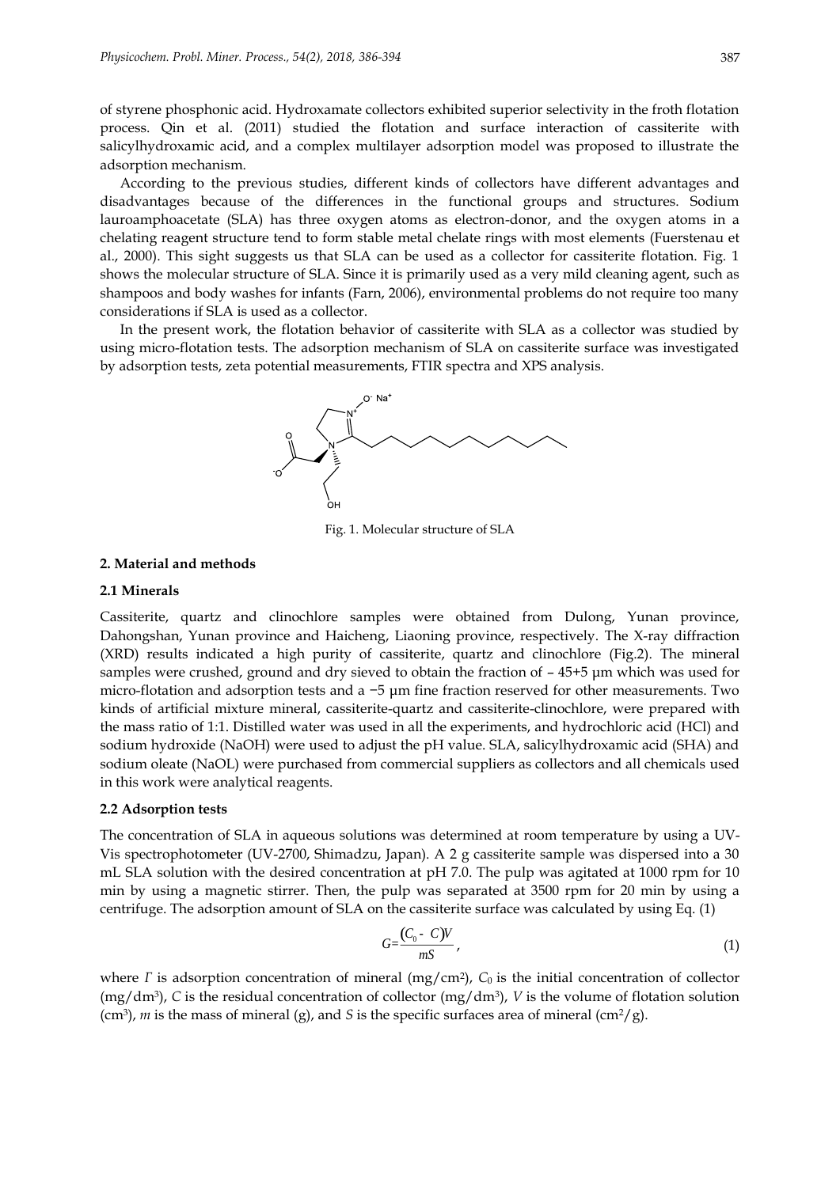of styrene phosphonic acid. Hydroxamate collectors exhibited superior selectivity in the froth flotation process. Qin et al. (2011) studied the flotation and surface interaction of cassiterite with salicylhydroxamic acid, and a complex multilayer adsorption model was proposed to illustrate the adsorption mechanism.

According to the previous studies, different kinds of collectors have different advantages and disadvantages because of the differences in the functional groups and structures. Sodium lauroamphoacetate (SLA) has three oxygen atoms as electron-donor, and the oxygen atoms in a chelating reagent structure tend to form stable metal chelate rings with most elements (Fuerstenau et al., 2000). This sight suggests us that SLA can be used as a collector for cassiterite flotation. Fig. 1 shows the molecular structure of SLA. Since it is primarily used as a very mild cleaning agent, such as shampoos and body washes for infants (Farn, 2006), environmental problems do not require too many considerations if SLA is used as a collector.

In the present work, the flotation behavior of cassiterite with SLA as a collector was studied by using micro-flotation tests. The adsorption mechanism of SLA on cassiterite surface was investigated by adsorption tests, zeta potential measurements, FTIR spectra and XPS analysis.

Fig. 1. Molecular structure of SLA

## 2. Material and methods

### 2.1 Minerals

Cassiterite, quartz and clinochlore samples were obtained from Dulong, Yunan province, Dahongshan, Yunan province and Haicheng, Liaoning province, respectively. The X-ray diffraction (XRD) results indicated a high purity of cassiterite, quartz and clinochlore (Fig.2). The mineral samples were crushed, ground and dry sieved to obtain the fraction of – 45+5 μm which was used for micro-flotation and adsorption tests and a −5 μm fine fraction reserved for other measurements. Two kinds of artificial mixture mineral, cassiterite-quartz and cassiterite-clinochlore, were prepared with the mass ratio of 1:1. Distilled water was used in all the experiments, and hydrochloric acid (HCl) and sodium hydroxide (NaOH) were used to adjust the pH value. SLA, salicylhydroxamic acid (SHA) and sodium oleate (NaOL) were purchased from commercial suppliers as collectors and all chemicals used in this work were analytical reagents.

### 2.2 Adsorption tests

The concentration of SLA in aqueous solutions was determined at room temperature by using a UV-Vis spectrophotometer (UV-2700, Shimadzu, Japan). A 2 g cassiterite sample was dispersed into a 30 mL SLA solution with the desired concentration at pH 7.0. The pulp was agitated at 1000 rpm for 10 min by using a magnetic stirrer. Then, the pulp was separated at 3500 rpm for 20 min by using a centrifuge. The adsorption amount of SLA on the cassiterite surface was calculated by using Eq. (1)

$$G=\frac{(C_0 - C)V}{mS}, \tag{1}$$

where $\Gamma$ is adsorption concentration of mineral (mg/cm$^2$), $C_0$ is the initial concentration of collector (mg/dm$^3$), $C$ is the residual concentration of collector (mg/dm$^3$), $V$ is the volume of flotation solution (cm$^3$), $m$ is the mass of mineral (g), and $S$ is the specific surfaces area of mineral (cm$^2$/g).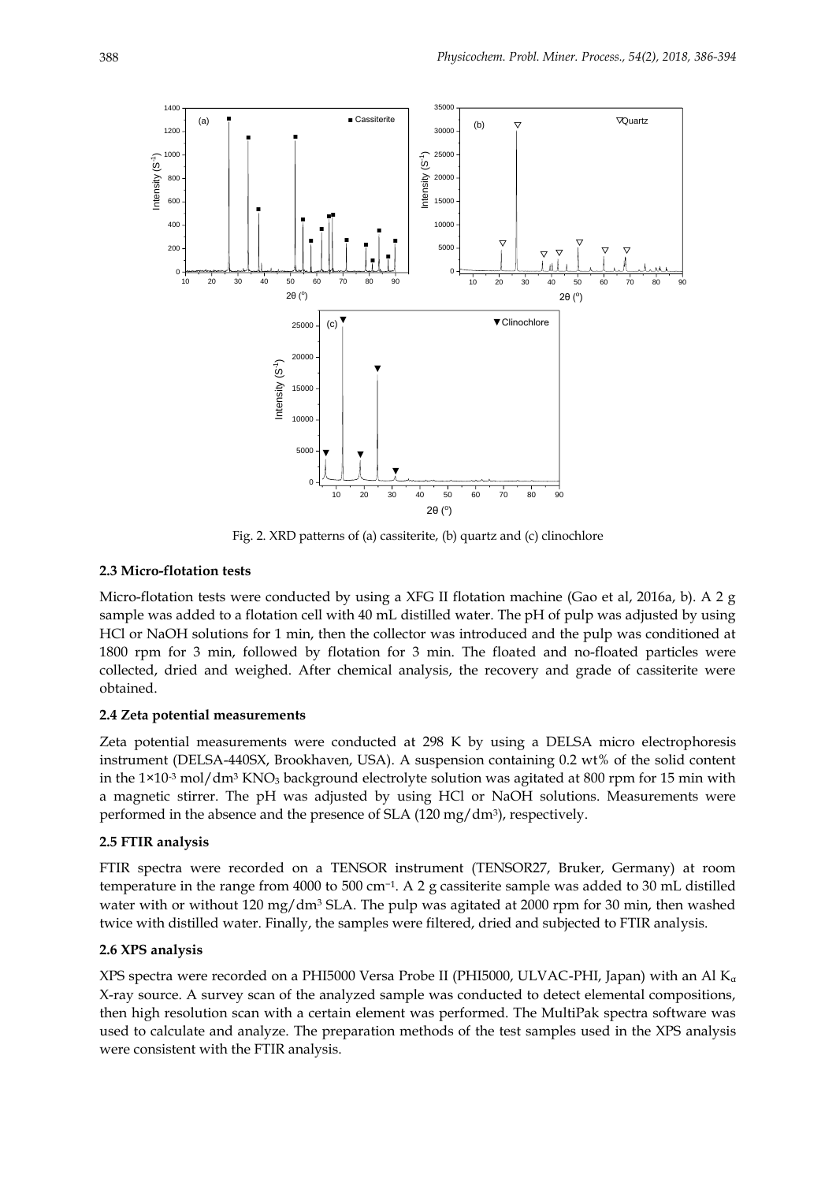Fig. 2. XRD patterns of (a) cassiterite, (b) quartz and (c) clinochlore

### 2.3 Micro-flotation tests

Micro-flotation tests were conducted by using a XFG II flotation machine (Gao et al, 2016a, b). A 2 g sample was added to a flotation cell with 40 mL distilled water. The pH of pulp was adjusted by using HCl or NaOH solutions for 1 min, then the collector was introduced and the pulp was conditioned at 1800 rpm for 3 min, followed by flotation for 3 min. The floated and no-floated particles were collected, dried and weighed. After chemical analysis, the recovery and grade of cassiterite were obtained.

### 2.4 Zeta potential measurements

Zeta potential measurements were conducted at 298 K by using a DELSA micro electrophoresis instrument (DELSA-440SX, Brookhaven, USA). A suspension containing 0.2 wt% of the solid content in the $1\times10^{-3}$ mol/dm$^3$ $KNO_3$ background electrolyte solution was agitated at 800 rpm for 15 min with a magnetic stirrer. The pH was adjusted by using HCl or NaOH solutions. Measurements were performed in the absence and the presence of SLA (120 mg/dm$^3$), respectively.

### 2.5 FTIR analysis

FTIR spectra were recorded on a TENSOR instrument (TENSOR27, Bruker, Germany) at room temperature in the range from 4000 to 500 cm$^{-1}$. A 2 g cassiterite sample was added to 30 mL distilled water with or without 120 mg/dm$^3$ SLA. The pulp was agitated at 2000 rpm for 30 min, then washed twice with distilled water. Finally, the samples were filtered, dried and subjected to FTIR analysis.

### 2.6 XPS analysis

XPS spectra were recorded on a PHI5000 Versa Probe II (PHI5000, ULVAC-PHI, Japan) with an Al $K_\alpha$ X-ray source. A survey scan of the analyzed sample was conducted to detect elemental compositions, then high resolution scan with a certain element was performed. The MultiPak spectra software was used to calculate and analyze. The preparation methods of the test samples used in the XPS analysis were consistent with the FTIR analysis.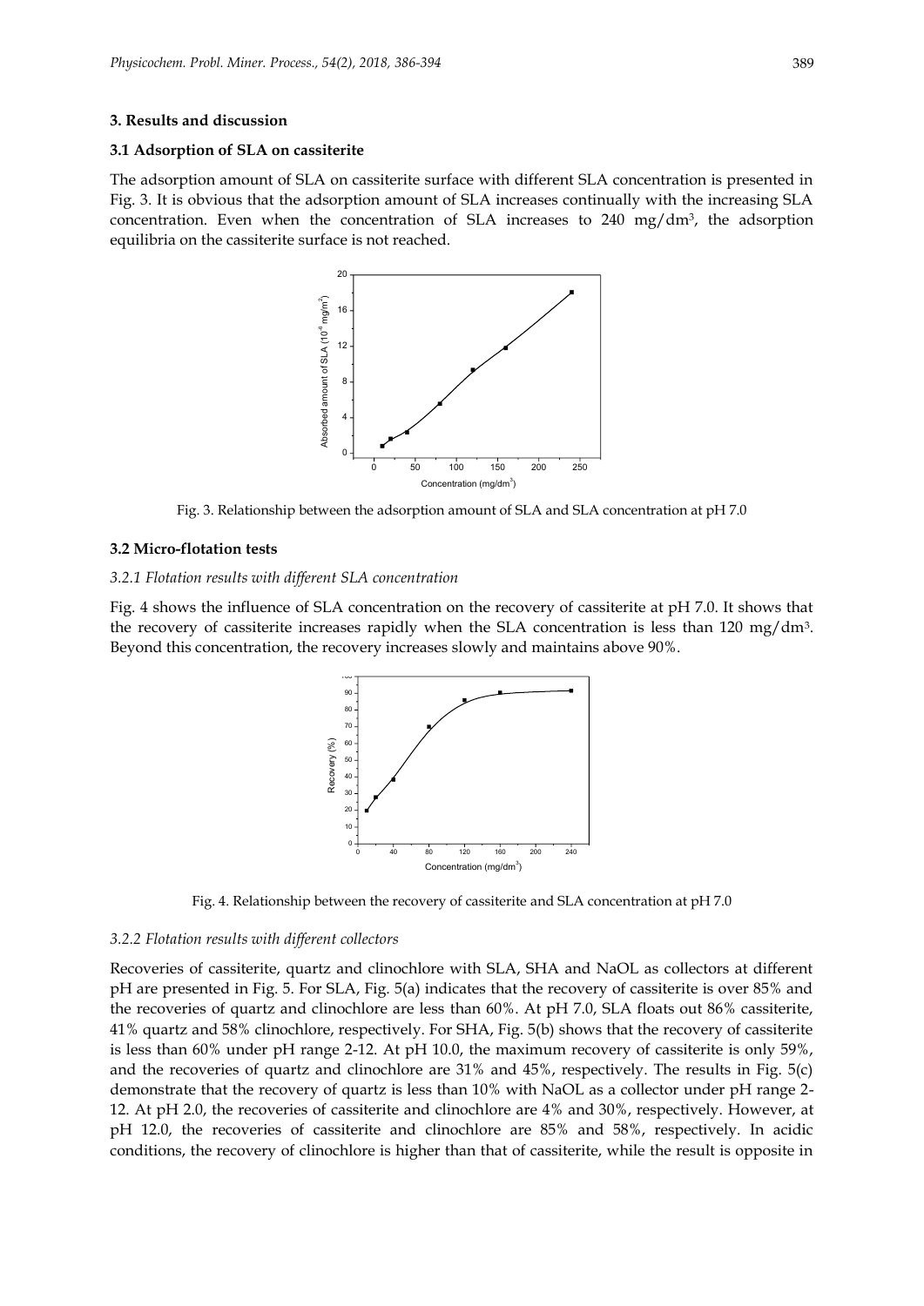## 3. Results and discussion

### 3.1 Adsorption of SLA on cassiterite

The adsorption amount of SLA on cassiterite surface with different SLA concentration is presented in Fig. 3. It is obvious that the adsorption amount of SLA increases continually with the increasing SLA concentration. Even when the concentration of SLA increases to 240 $mg/dm^3$, the adsorption equilibria on the cassiterite surface is not reached.

Fig. 3. Relationship between the adsorption amount of SLA and SLA concentration at pH 7.0

### 3.2 Micro-flotation tests

#### *3.2.1 Flotation results with different SLA concentration*

Fig. 4 shows the influence of SLA concentration on the recovery of cassiterite at pH 7.0. It shows that the recovery of cassiterite increases rapidly when the SLA concentration is less than 120 $mg/dm^3$. Beyond this concentration, the recovery increases slowly and maintains above 90%.

Fig. 4. Relationship between the recovery of cassiterite and SLA concentration at pH 7.0

#### *3.2.2 Flotation results with different collectors*

Recoveries of cassiterite, quartz and clinochlore with SLA, SHA and NaOL as collectors at different pH are presented in Fig. 5. For SLA, Fig. 5(a) indicates that the recovery of cassiterite is over 85% and the recoveries of quartz and clinochlore are less than 60%. At pH 7.0, SLA floats out 86% cassiterite, 41% quartz and 58% clinochlore, respectively. For SHA, Fig. 5(b) shows that the recovery of cassiterite is less than 60% under pH range 2-12. At pH 10.0, the maximum recovery of cassiterite is only 59%, and the recoveries of quartz and clinochlore are 31% and 45%, respectively. The results in Fig. 5(c) demonstrate that the recovery of quartz is less than 10% with NaOL as a collector under pH range 2-12. At pH 2.0, the recoveries of cassiterite and clinochlore are 4% and 30%, respectively. However, at pH 12.0, the recoveries of cassiterite and clinochlore are 85% and 58%, respectively. In acidic conditions, the recovery of clinochlore is higher than that of cassiterite, while the result is opposite in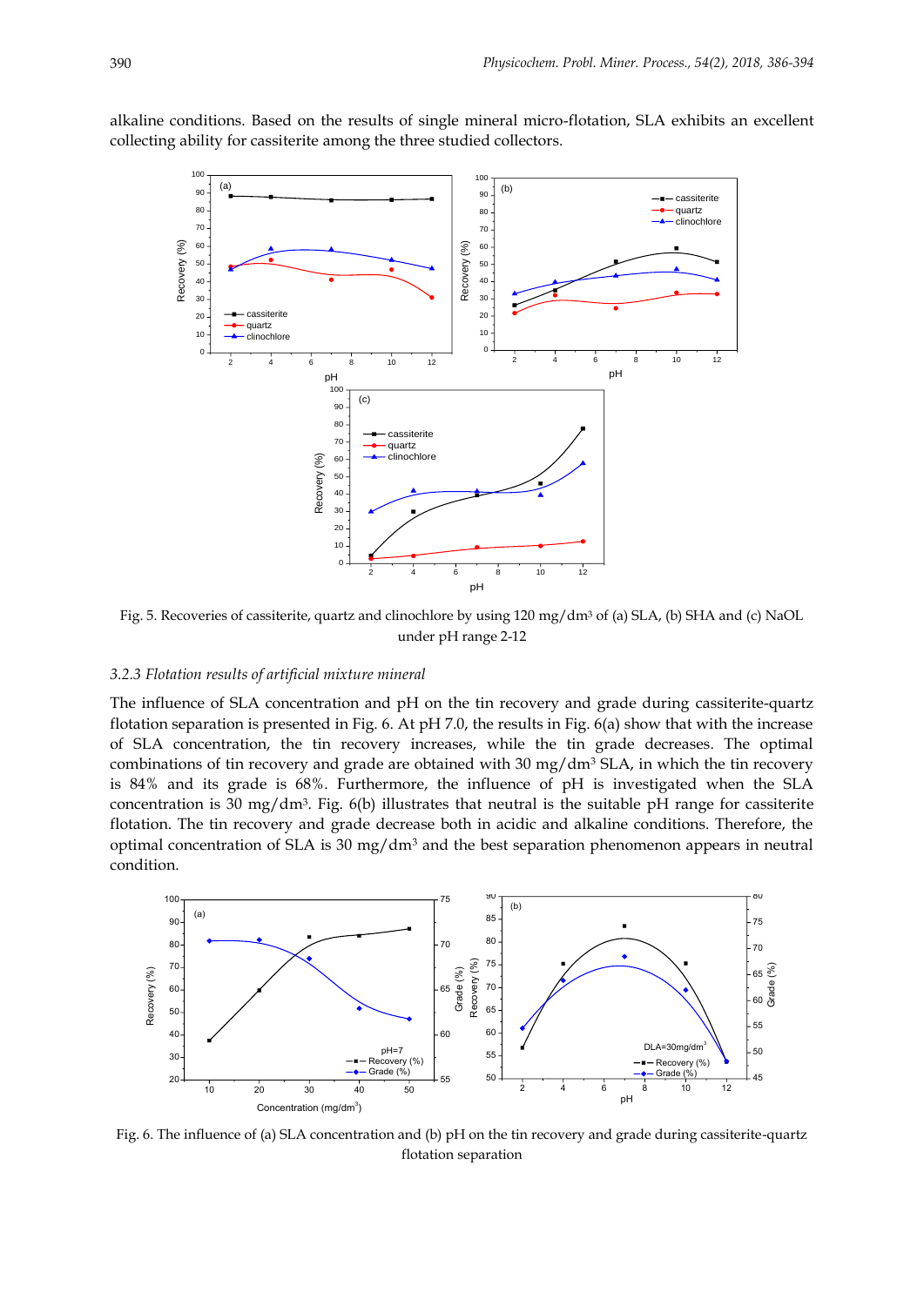alkaline conditions. Based on the results of single mineral micro-flotation, SLA exhibits an excellent collecting ability for cassiterite among the three studied collectors.

Fig. 5. Recoveries of cassiterite, quartz and clinochlore by using 120 mg/dm³ of (a) SLA, (b) SHA and (c) NaOL under pH range 2-12

### 3.2.3 Flotation results of artificial mixture mineral

The influence of SLA concentration and pH on the tin recovery and grade during cassiterite-quartz flotation separation is presented in Fig. 6. At pH 7.0, the results in Fig. 6(a) show that with the increase of SLA concentration, the tin recovery increases, while the tin grade decreases. The optimal combinations of tin recovery and grade are obtained with 30 mg/dm³ SLA, in which the tin recovery is 84% and its grade is 68%. Furthermore, the influence of pH is investigated when the SLA concentration is 30 mg/dm³. Fig. 6(b) illustrates that neutral is the suitable pH range for cassiterite flotation. The tin recovery and grade decrease both in acidic and alkaline conditions. Therefore, the optimal concentration of SLA is 30 mg/dm³ and the best separation phenomenon appears in neutral condition.

Fig. 6. The influence of (a) SLA concentration and (b) pH on the tin recovery and grade during cassiterite-quartz flotation separation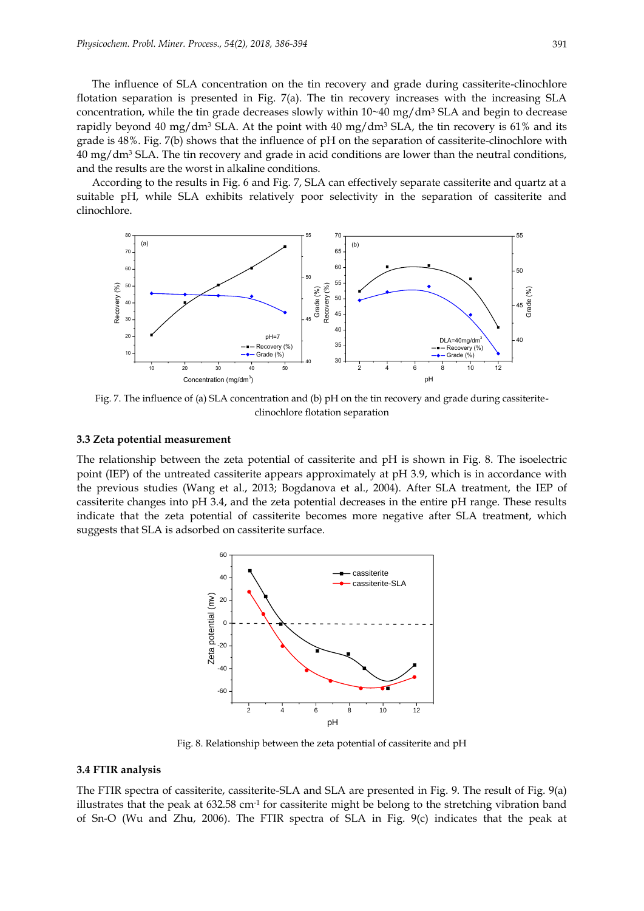The influence of SLA concentration on the tin recovery and grade during cassiterite-clinochlore flotation separation is presented in Fig. 7(a). The tin recovery increases with the increasing SLA concentration, while the tin grade decreases slowly within 10~40 mg/dm³ SLA and begin to decrease rapidly beyond 40 mg/dm³ SLA. At the point with 40 mg/dm³ SLA, the tin recovery is 61% and its grade is 48%. Fig. 7(b) shows that the influence of pH on the separation of cassiterite-clinochlore with 40 mg/dm³ SLA. The tin recovery and grade in acid conditions are lower than the neutral conditions, and the results are the worst in alkaline conditions.

According to the results in Fig. 6 and Fig. 7, SLA can effectively separate cassiterite and quartz at a suitable pH, while SLA exhibits relatively poor selectivity in the separation of cassiterite and clinochlore.

Fig. 7. The influence of (a) SLA concentration and (b) pH on the tin recovery and grade during cassiterite-clinochlore flotation separation

### 3.3 Zeta potential measurement

The relationship between the zeta potential of cassiterite and pH is shown in Fig. 8. The isoelectric point (IEP) of the untreated cassiterite appears approximately at pH 3.9, which is in accordance with the previous studies (Wang et al., 2013; Bogdanova et al., 2004). After SLA treatment, the IEP of cassiterite changes into pH 3.4, and the zeta potential decreases in the entire pH range. These results indicate that the zeta potential of cassiterite becomes more negative after SLA treatment, which suggests that SLA is adsorbed on cassiterite surface.

Fig. 8. Relationship between the zeta potential of cassiterite and pH

### 3.4 FTIR analysis

The FTIR spectra of cassiterite, cassiterite-SLA and SLA are presented in Fig. 9. The result of Fig. 9(a) illustrates that the peak at 632.58 $cm^{-1}$ for cassiterite might be belong to the stretching vibration band of Sn-O (Wu and Zhu, 2006). The FTIR spectra of SLA in Fig. 9(c) indicates that the peak at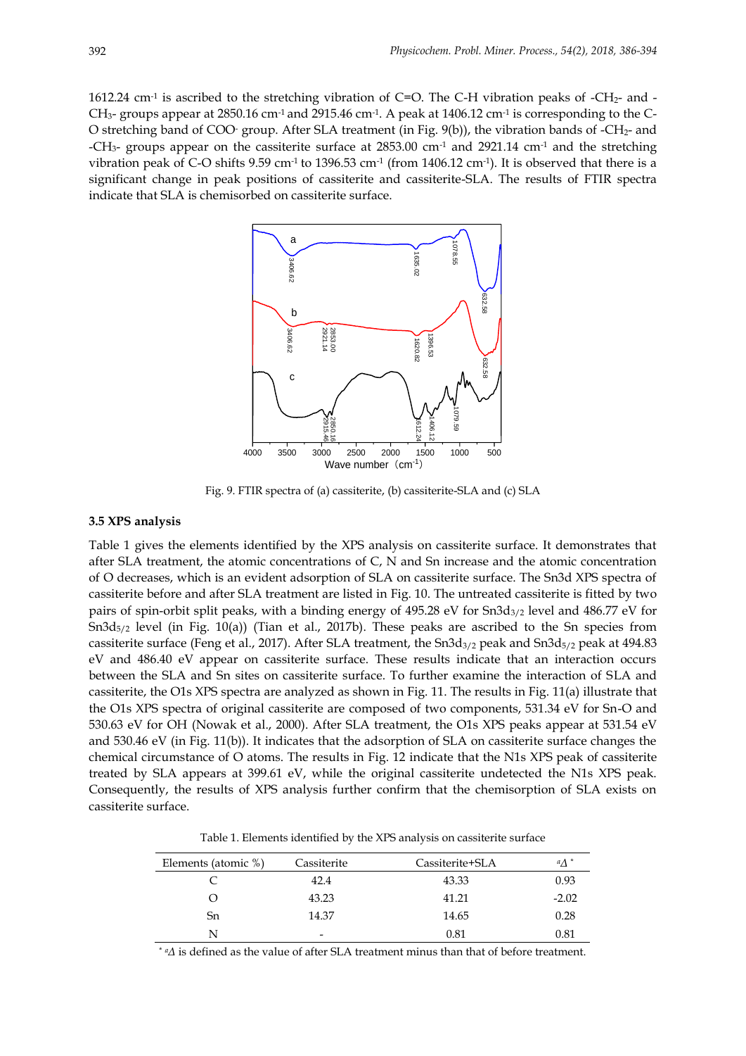1612.24 $cm^{-1}$ is ascribed to the stretching vibration of C=O. The C-H vibration peaks of $-CH_2-$ and $-CH_3-$ groups appear at 2850.16 $cm^{-1}$ and 2915.46 $cm^{-1}$. A peak at 1406.12 $cm^{-1}$ is corresponding to the C-O stretching band of $COO^-$ group. After SLA treatment (in Fig. 9(b)), the vibration bands of $-CH_2-$ and $-CH_3-$ groups appear on the cassiterite surface at 2853.00 $cm^{-1}$ and 2921.14 $cm^{-1}$ and the stretching vibration peak of C-O shifts 9.59 $cm^{-1}$ to 1396.53 $cm^{-1}$ (from 1406.12 $cm^{-1}$). It is observed that there is a significant change in peak positions of cassiterite and cassiterite-SLA. The results of FTIR spectra indicate that SLA is chemisorbed on cassiterite surface.

Fig. 9. FTIR spectra of (a) cassiterite, (b) cassiterite-SLA and (c) SLA

### 3.5 XPS analysis

Table 1 gives the elements identified by the XPS analysis on cassiterite surface. It demonstrates that after SLA treatment, the atomic concentrations of C, N and Sn increase and the atomic concentration of O decreases, which is an evident adsorption of SLA on cassiterite surface. The Sn3d XPS spectra of cassiterite before and after SLA treatment are listed in Fig. 10. The untreated cassiterite is fitted by two pairs of spin-orbit split peaks, with a binding energy of 495.28 eV for $Sn3d_{3/2}$ level and 486.77 eV for $Sn3d_{5/2}$ level (in Fig. 10(a)) (Tian et al., 2017b). These peaks are ascribed to the Sn species from cassiterite surface (Feng et al., 2017). After SLA treatment, the $Sn3d_{3/2}$ peak and $Sn3d_{5/2}$ peak at 494.83 eV and 486.40 eV appear on cassiterite surface. These results indicate that an interaction occurs between the SLA and Sn sites on cassiterite surface. To further examine the interaction of SLA and cassiterite, the O1s XPS spectra are analyzed as shown in Fig. 11. The results in Fig. 11(a) illustrate that the O1s XPS spectra of original cassiterite are composed of two components, 531.34 eV for Sn-O and 530.63 eV for OH (Nowak et al., 2000). After SLA treatment, the O1s XPS peaks appear at 531.54 eV and 530.46 eV (in Fig. 11(b)). It indicates that the adsorption of SLA on cassiterite surface changes the chemical circumstance of O atoms. The results in Fig. 12 indicate that the N1s XPS peak of cassiterite treated by SLA appears at 399.61 eV, while the original cassiterite undetected the N1s XPS peak. Consequently, the results of XPS analysis further confirm that the chemisorption of SLA exists on cassiterite surface.

Table 1. Elements identified by the XPS analysis on cassiterite surface

| Elements (atomic %) | Cassiterite | Cassiterite+SLA | $^{a}\Delta$ * |
|---|---|---|---|
| C | 42.4 | 43.33 | 0.93 |
| O | 43.23 | 41.21 | -2.02 |
| Sn | 14.37 | 14.65 | 0.28 |
| N | - | 0.81 | 0.81 |

\* $^{a}\Delta$ is defined as the value of after SLA treatment minus than that of before treatment.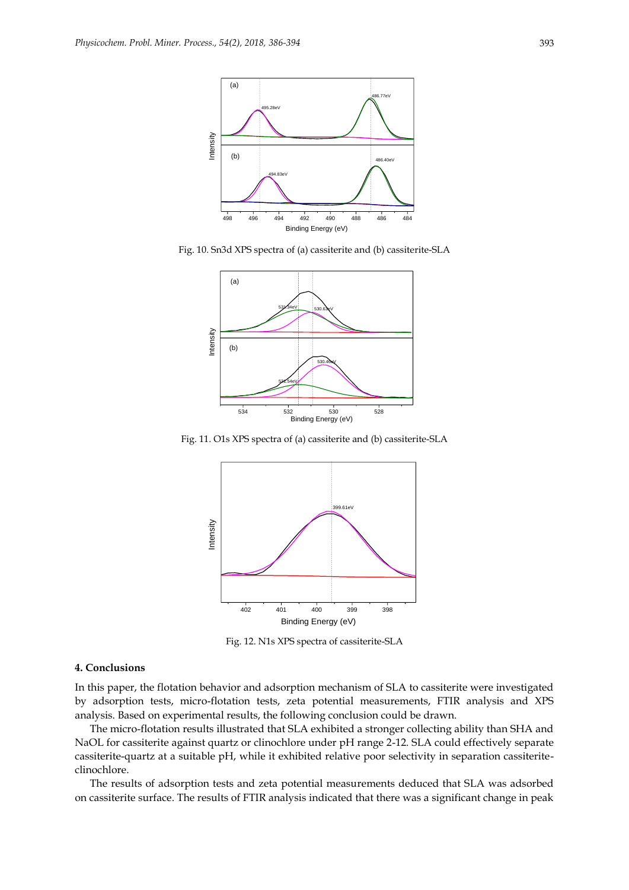Fig. 10. Sn3d XPS spectra of (a) cassiterite and (b) cassiterite-SLA

Fig. 11. O1s XPS spectra of (a) cassiterite and (b) cassiterite-SLA

Fig. 12. N1s XPS spectra of cassiterite-SLA

## 4. Conclusions

In this paper, the flotation behavior and adsorption mechanism of SLA to cassiterite were investigated by adsorption tests, micro-flotation tests, zeta potential measurements, FTIR analysis and XPS analysis. Based on experimental results, the following conclusion could be drawn.

The micro-flotation results illustrated that SLA exhibited a stronger collecting ability than SHA and NaOL for cassiterite against quartz or clinochlore under pH range 2-12. SLA could effectively separate cassiterite-quartz at a suitable pH, while it exhibited relative poor selectivity in separation cassiterite-clinochlore.

The results of adsorption tests and zeta potential measurements deduced that SLA was adsorbed on cassiterite surface. The results of FTIR analysis indicated that there was a significant change in peak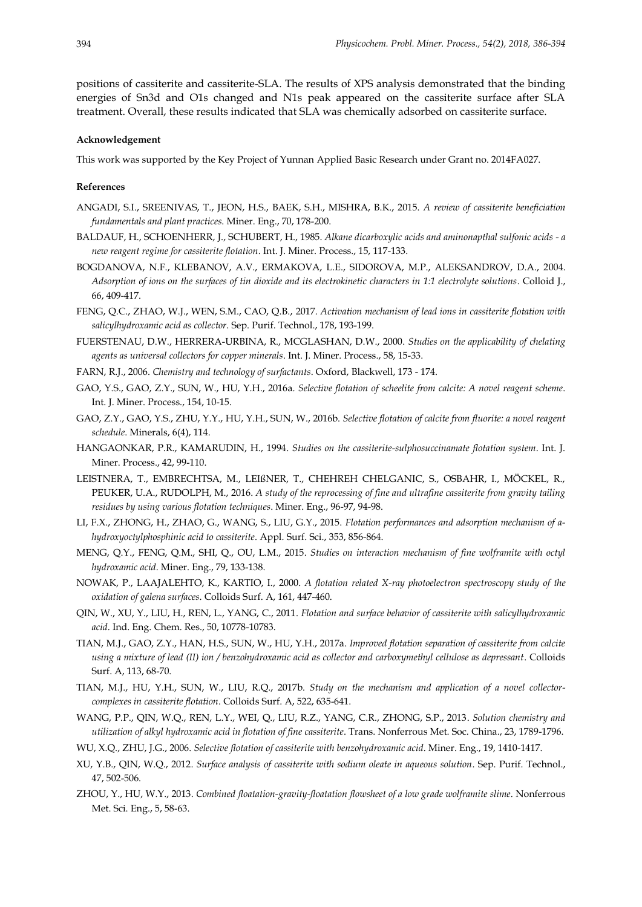positions of cassiterite and cassiterite-SLA. The results of XPS analysis demonstrated that the binding energies of Sn3d and O1s changed and N1s peak appeared on the cassiterite surface after SLA treatment. Overall, these results indicated that SLA was chemically adsorbed on cassiterite surface.

#### Acknowledgement

This work was supported by the Key Project of Yunnan Applied Basic Research under Grant no. 2014FA027.

#### References

ANGADI, S.I., SREENIVAS, T., JEON, H.S., BAEK, S.H., MISHRA, B.K., 2015. *A review of cassiterite beneficiation fundamentals and plant practices*. Miner. Eng., 70, 178-200.

BALDAUF, H., SCHOENHERR, J., SCHUBERT, H., 1985. *Alkane dicarboxylic acids and aminonapthal sulfonic acids - a new reagent regime for cassiterite flotation*. Int. J. Miner. Process., 15, 117-133.

BOGDANOVA, N.F., KLEBANOV, A.V., ERMAKOVA, L.E., SIDOROVA, M.P., ALEKSANDROV, D.A., 2004. *Adsorption of ions on the surfaces of tin dioxide and its electrokinetic characters in 1:1 electrolyte solutions*. Colloid J., 66, 409-417.

FENG, Q.C., ZHAO, W.J., WEN, S.M., CAO, Q.B., 2017. *Activation mechanism of lead ions in cassiterite flotation with salicylhydroxamic acid as collector*. Sep. Purif. Technol., 178, 193-199.

FUERSTENAU, D.W., HERRERA-URBINA, R., MCGLASHAN, D.W., 2000. *Studies on the applicability of chelating agents as universal collectors for copper minerals*. Int. J. Miner. Process., 58, 15-33.

FARN, R.J., 2006. *Chemistry and technology of surfactants*. Oxford, Blackwell, 173 - 174.

GAO, Y.S., GAO, Z.Y., SUN, W., HU, Y.H., 2016a. *Selective flotation of scheelite from calcite: A novel reagent scheme*. Int. J. Miner. Process., 154, 10-15.

GAO, Z.Y., GAO, Y.S., ZHU, Y.Y., HU, Y.H., SUN, W., 2016b. *Selective flotation of calcite from fluorite: a novel reagent schedule*. Minerals, 6(4), 114.

HANGAONKAR, P.R., KAMARUDIN, H., 1994. *Studies on the cassiterite-sulphosuccinamate flotation system*. Int. J. Miner. Process., 42, 99-110.

LEISTNERA, T., EMBRECHTSA, M., LEIßNER, T., CHEHREH CHELGANIC, S., OSBAHR, I., MÖCKEL, R., PEUKER, U.A., RUDOLPH, M., 2016. *A study of the reprocessing of fine and ultrafine cassiterite from gravity tailing residues by using various flotation techniques*. Miner. Eng., 96-97, 94-98.

LI, F.X., ZHONG, H., ZHAO, G., WANG, S., LIU, G.Y., 2015. *Flotation performances and adsorption mechanism of a-hydroxyoctylphosphinic acid to cassiterite*. Appl. Surf. Sci., 353, 856-864.

MENG, Q.Y., FENG, Q.M., SHI, Q., OU, L.M., 2015. *Studies on interaction mechanism of fine wolframite with octyl hydroxamic acid*. Miner. Eng., 79, 133-138.

NOWAK, P., LAAJALEHTO, K., KARTIO, I., 2000. *A flotation related X-ray photoelectron spectroscopy study of the oxidation of galena surfaces*. Colloids Surf. A, 161, 447-460.

QIN, W., XU, Y., LIU, H., REN, L., YANG, C., 2011. *Flotation and surface behavior of cassiterite with salicylhydroxamic acid*. Ind. Eng. Chem. Res., 50, 10778-10783.

TIAN, M.J., GAO, Z.Y., HAN, H.S., SUN, W., HU, Y.H., 2017a. *Improved flotation separation of cassiterite from calcite using a mixture of lead (II) ion / benzohydroxamic acid as collector and carboxymethyl cellulose as depressant*. Colloids Surf. A, 113, 68-70.

TIAN, M.J., HU, Y.H., SUN, W., LIU, R.Q., 2017b. *Study on the mechanism and application of a novel collector-complexes in cassiterite flotation*. Colloids Surf. A, 522, 635-641.

WANG, P.P., QIN, W.Q., REN, L.Y., WEI, Q., LIU, R.Z., YANG, C.R., ZHONG, S.P., 2013. *Solution chemistry and utilization of alkyl hydroxamic acid in flotation of fine cassiterite*. Trans. Nonferrous Met. Soc. China., 23, 1789-1796.

WU, X.Q., ZHU, J.G., 2006. *Selective flotation of cassiterite with benzohydroxamic acid*. Miner. Eng., 19, 1410-1417.

XU, Y.B., QIN, W.Q., 2012. *Surface analysis of cassiterite with sodium oleate in aqueous solution*. Sep. Purif. Technol., 47, 502-506.

ZHOU, Y., HU, W.Y., 2013. *Combined floatation-gravity-floatation flowsheet of a low grade wolframite slime*. Nonferrous Met. Sci. Eng., 5, 58-63.